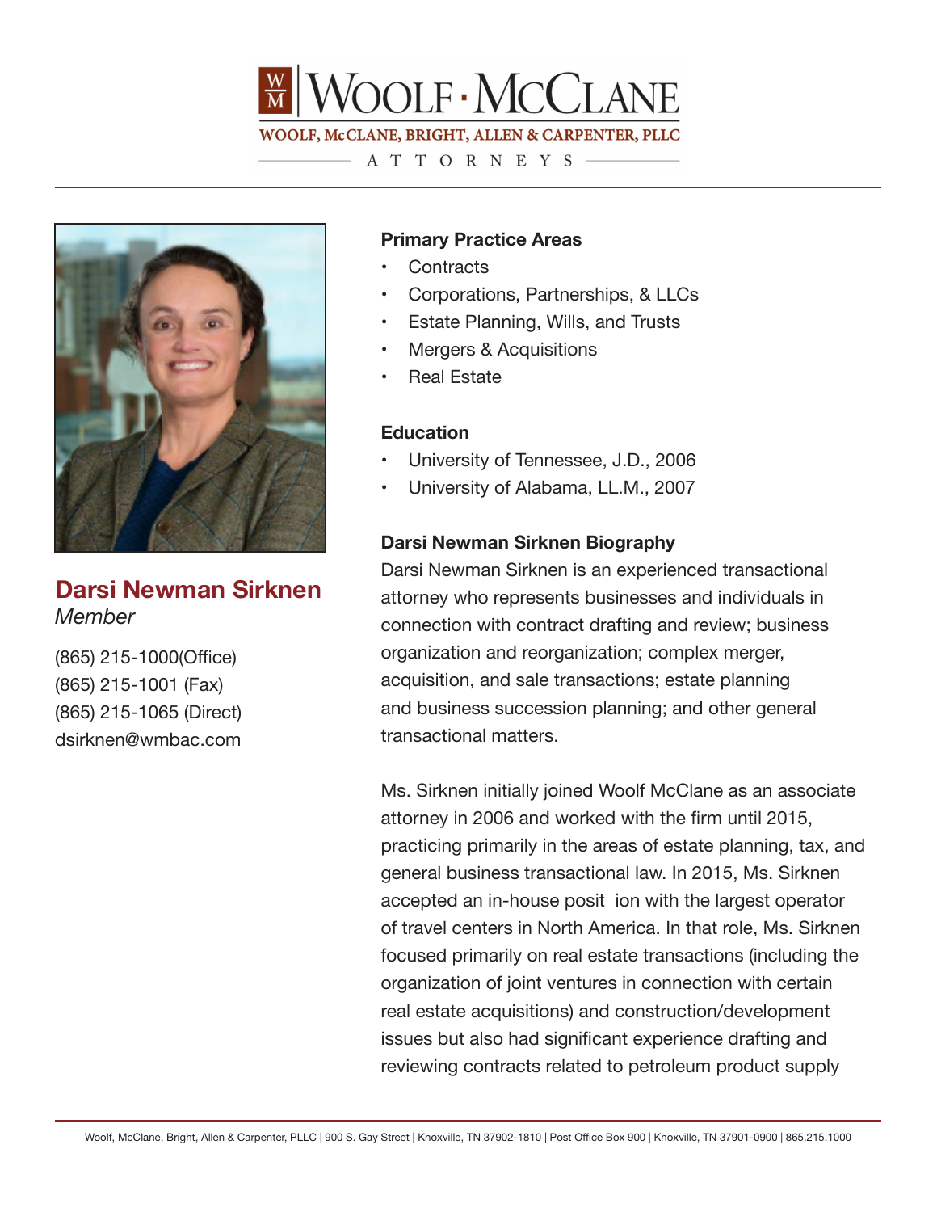# WOOLF · McCLANE

WOOLF, McCLANE, BRIGHT, ALLEN & CARPENTER, PLLC

ATTORNEYS

## Darsi Newman Sirknen

*Member*

(865) 215-1000(Office)
(865) 215-1001 (Fax)
(865) 215-1065 (Direct)
dsirknen@wmbac.com

### Primary Practice Areas

- Contracts
- Corporations, Partnerships, & LLCs
- Estate Planning, Wills, and Trusts
- Mergers & Acquisitions
- Real Estate

### Education

- University of Tennessee, J.D., 2006
- University of Alabama, LL.M., 2007

### Darsi Newman Sirknen Biography

Darsi Newman Sirknen is an experienced transactional attorney who represents businesses and individuals in connection with contract drafting and review; business organization and reorganization; complex merger, acquisition, and sale transactions; estate planning and business succession planning; and other general transactional matters.

Ms. Sirknen initially joined Woolf McClane as an associate attorney in 2006 and worked with the firm until 2015, practicing primarily in the areas of estate planning, tax, and general business transactional law. In 2015, Ms. Sirknen accepted an in-house posit ion with the largest operator of travel centers in North America. In that role, Ms. Sirknen focused primarily on real estate transactions (including the organization of joint ventures in connection with certain real estate acquisitions) and construction/development issues but also had significant experience drafting and reviewing contracts related to petroleum product supply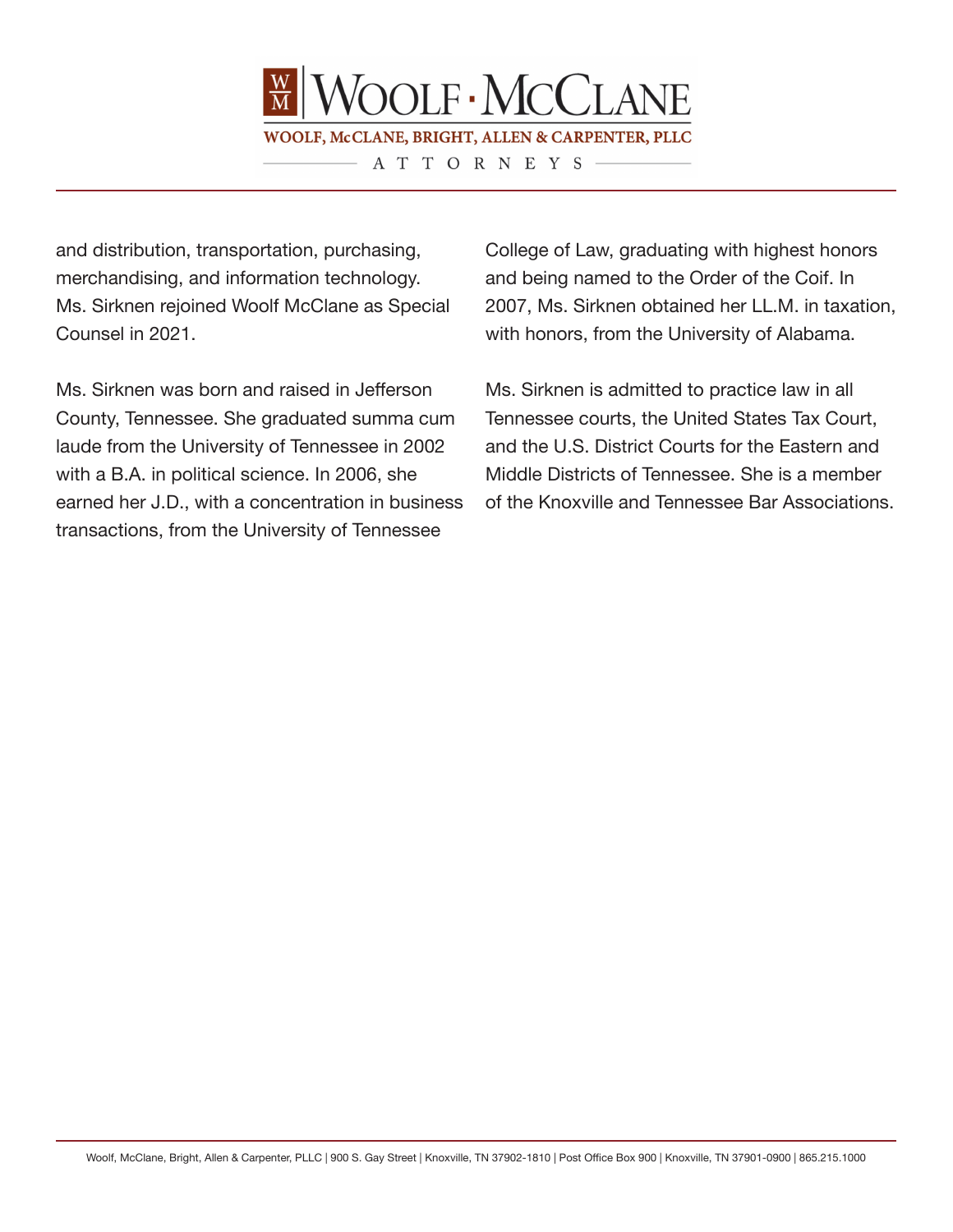and distribution, transportation, purchasing, merchandising, and information technology. Ms. Sirknen rejoined Woolf McClane as Special Counsel in 2021.

Ms. Sirknen was born and raised in Jefferson County, Tennessee. She graduated summa cum laude from the University of Tennessee in 2002 with a B.A. in political science. In 2006, she earned her J.D., with a concentration in business transactions, from the University of Tennessee College of Law, graduating with highest honors and being named to the Order of the Coif. In 2007, Ms. Sirknen obtained her LL.M. in taxation, with honors, from the University of Alabama.

Ms. Sirknen is admitted to practice law in all Tennessee courts, the United States Tax Court, and the U.S. District Courts for the Eastern and Middle Districts of Tennessee. She is a member of the Knoxville and Tennessee Bar Associations.